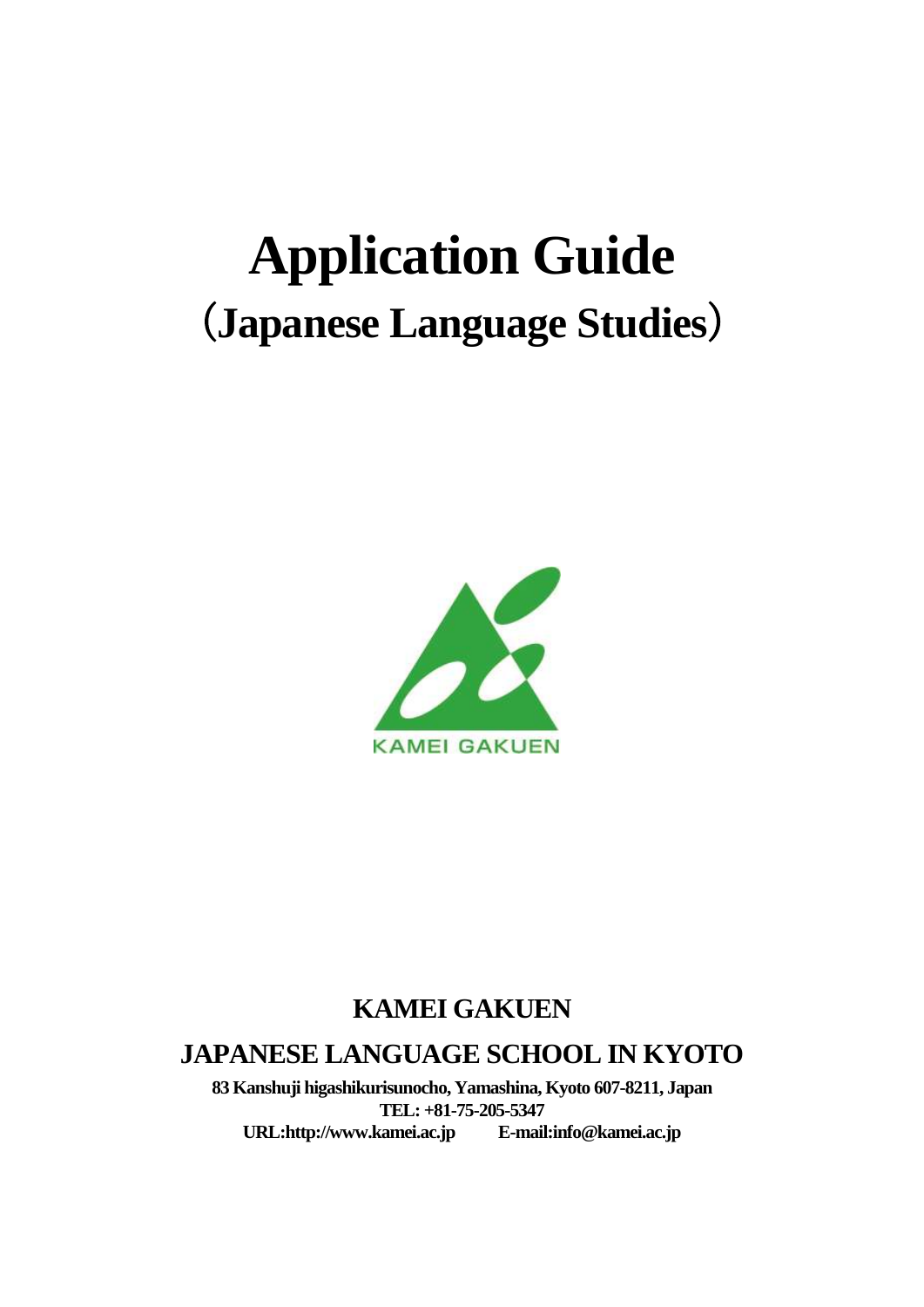# Application Guide

## （Japanese Language Studies）

KAMEI GAKUEN

**KAMEI GAKUEN**

**JAPANESE LANGUAGE SCHOOL IN KYOTO**

**83 Kanshuji higashikurisunocho, Yamashina, Kyoto 607-8211, Japan**
**TEL: +81-75-205-5347**
**URL:http://www.kamei.ac.jp E-mail:info@kamei.ac.jp**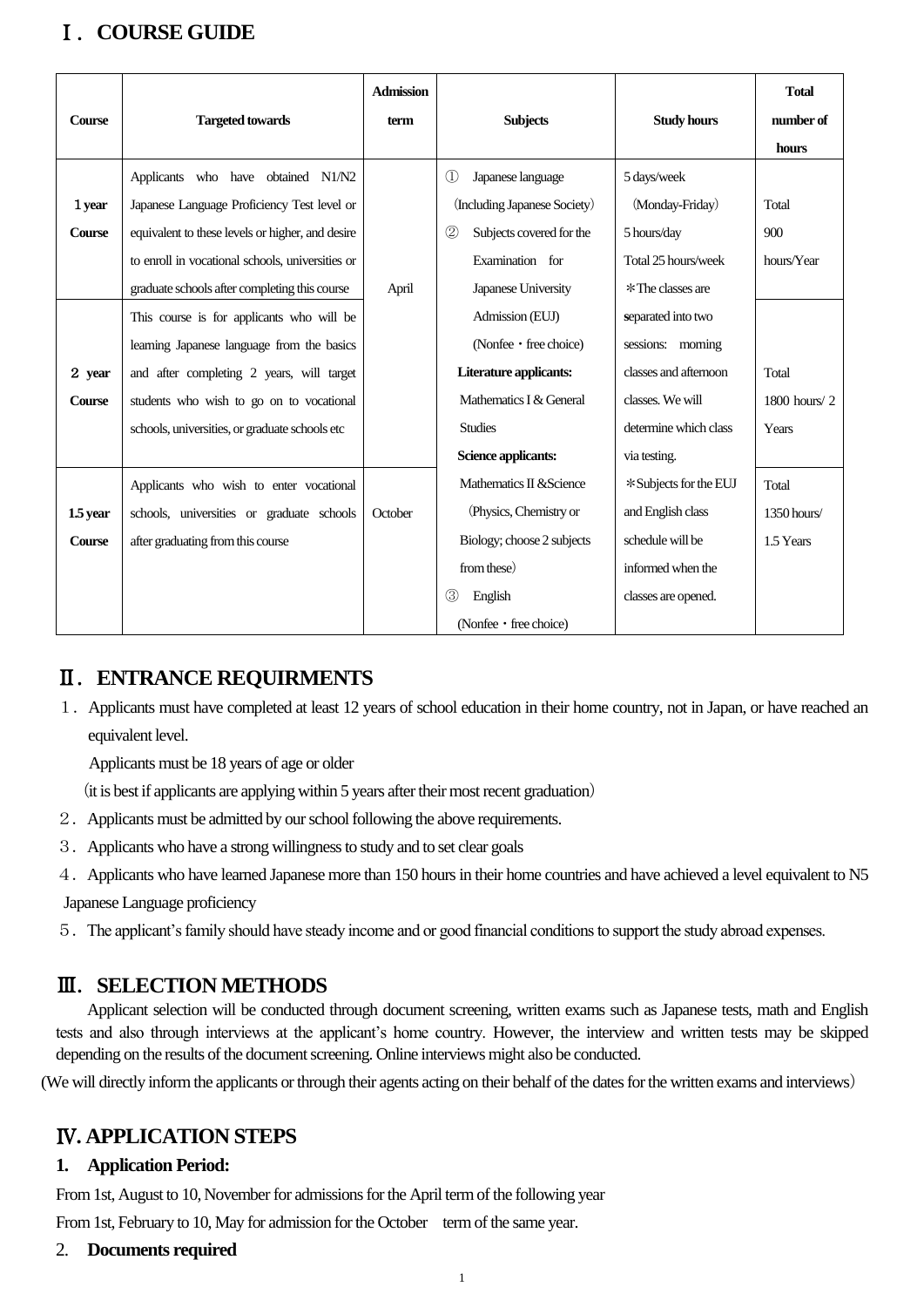# Ⅰ．COURSE GUIDE

| Course | Targeted towards | Admission term | Subjects | Study hours | Total number of hours |
|---|---|---|---|---|---|
| 1 year Course | Applicants who have obtained N1/N2 Japanese Language Proficiency Test level or equivalent to these levels or higher, and desire to enroll in vocational schools, universities or graduate schools after completing this course | April | ① Japanese language (Including Japanese Society) ② Subjects covered for the Examination for Japanese University Admission (EUJ) (Nonfee・free choice) **Literature applicants:** Mathematics I & General Studies **Science applicants:** Mathematics II &Science (Physics, Chemistry or Biology; choose 2 subjects from these) ③ English (Nonfee・free choice) | 5 days/week (Monday-Friday) 5 hours/day Total 25 hours/week ＊The classes are separated into two sessions: morning classes and afternoon classes. We will determine which class via testing. ＊Subjects for the EUJ and English class schedule will be informed when the classes are opened. | Total 900 hours/Year |
| 2 year Course | This course is for applicants who will be learning Japanese language from the basics and after completing 2 years, will target students who wish to go on to vocational schools, universities, or graduate schools etc | April | | | Total 1800 hours/ 2 Years |
| 1.5 year Course | Applicants who wish to enter vocational schools, universities or graduate schools after graduating from this course | October | | | Total 1350 hours/ 1.5 Years |

# Ⅱ．ENTRANCE REQUIRMENTS

1．Applicants must have completed at least 12 years of school education in their home country, not in Japan, or have reached an equivalent level.
   Applicants must be 18 years of age or older
   (it is best if applicants are applying within 5 years after their most recent graduation)
2．Applicants must be admitted by our school following the above requirements.
3．Applicants who have a strong willingness to study and to set clear goals
4．Applicants who have learned Japanese more than 150 hours in their home countries and have achieved a level equivalent to N5 Japanese Language proficiency
5．The applicant's family should have steady income and or good financial conditions to support the study abroad expenses.

# Ⅲ．SELECTION METHODS

Applicant selection will be conducted through document screening, written exams such as Japanese tests, math and English tests and also through interviews at the applicant's home country. However, the interview and written tests may be skipped depending on the results of the document screening. Online interviews might also be conducted.
(We will directly inform the applicants or through their agents acting on their behalf of the dates for the written exams and interviews)

# Ⅳ. APPLICATION STEPS

**1. Application Period:**

From 1st, August to 10, November for admissions for the April term of the following year
From 1st, February to 10, May for admission for the October term of the same year.

2. **Documents required**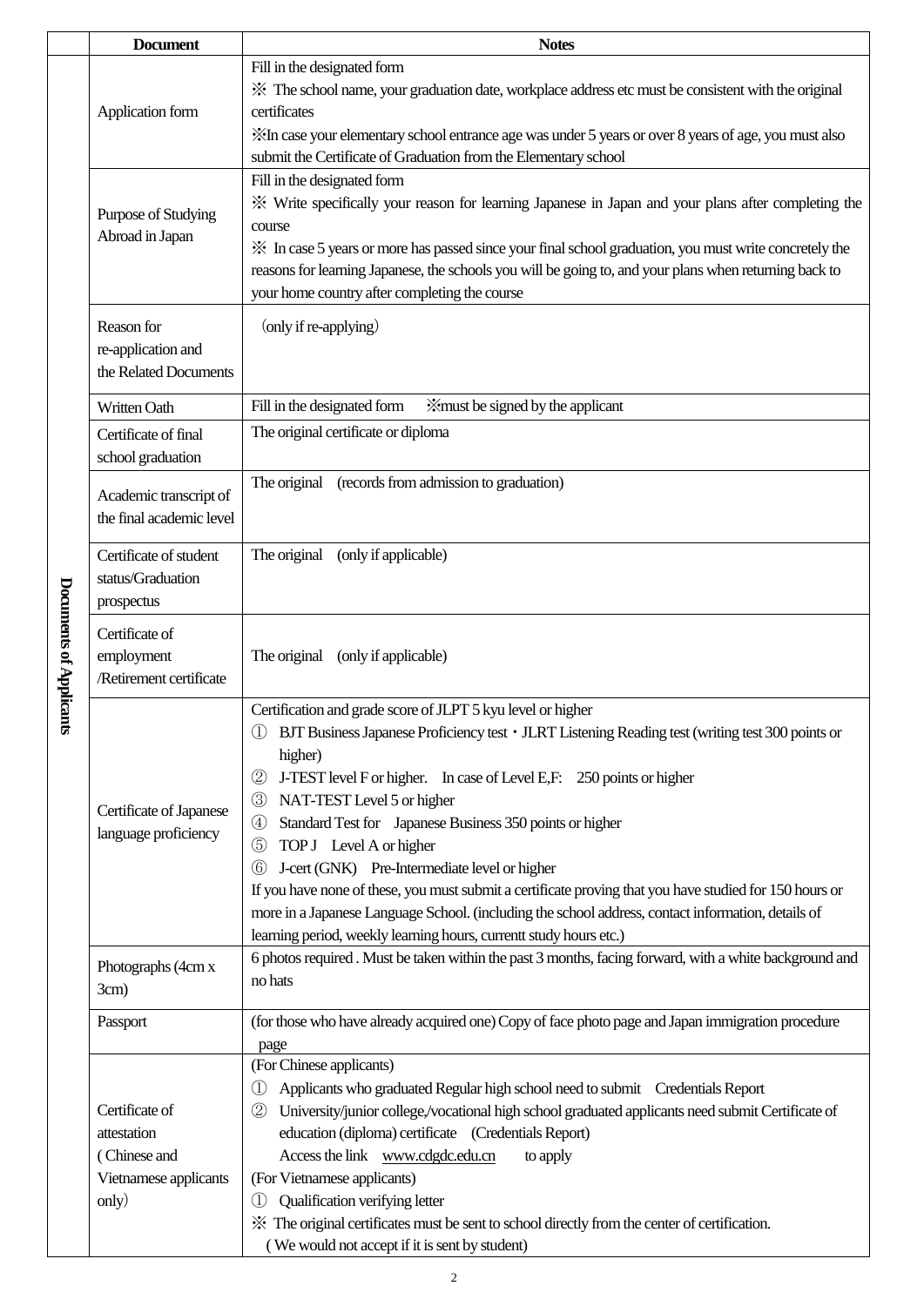| | Document | Notes |
|---|---|---|
| Documents of Applicants | Application form | Fill in the designated form<br>※ The school name, your graduation date, workplace address etc must be consistent with the original certificates<br>※In case your elementary school entrance age was under 5 years or over 8 years of age, you must also submit the Certificate of Graduation from the Elementary school |
| | Purpose of Studying Abroad in Japan | Fill in the designated form<br>※ Write specifically your reason for learning Japanese in Japan and your plans after completing the course<br>※ In case 5 years or more has passed since your final school graduation, you must write concretely the reasons for learning Japanese, the schools you will be going to, and your plans when returning back to your home country after completing the course |
| | Reason for re-application and the Related Documents | （only if re-applying） |
| | Written Oath | Fill in the designated form ※must be signed by the applicant |
| | Certificate of final school graduation | The original certificate or diploma |
| | Academic transcript of the final academic level | The original (records from admission to graduation) |
| | Certificate of student status/Graduation prospectus | The original (only if applicable) |
| | Certificate of employment /Retirement certificate | The original (only if applicable) |
| | Certificate of Japanese language proficiency | Certification and grade score of JLPT 5 kyu level or higher<br>① BJT Business Japanese Proficiency test・JLRT Listening Reading test (writing test 300 points or higher)<br>② J-TEST level F or higher. In case of Level E,F: 250 points or higher<br>③ NAT-TEST Level 5 or higher<br>④ Standard Test for Japanese Business 350 points or higher<br>⑤ TOP J Level A or higher<br>⑥ J-cert (GNK) Pre-Intermediate level or higher<br>If you have none of these, you must submit a certificate proving that you have studied for 150 hours or more in a Japanese Language School. (including the school address, contact information, details of learning period, weekly learning hours, currentt study hours etc.) |
| | Photographs (4cm x 3cm) | 6 photos required . Must be taken within the past 3 months, facing forward, with a white background and no hats |
| | Passport | (for those who have already acquired one) Copy of face photo page and Japan immigration procedure page |
| | Certificate of attestation ( Chinese and Vietnamese applicants only) | (For Chinese applicants)<br>① Applicants who graduated Regular high school need to submit Credentials Report<br>② University/junior college,/vocational high school graduated applicants need submit Certificate of education (diploma) certificate (Credentials Report)<br>Access the link www.cdgdc.edu.cn to apply<br>(For Vietnamese applicants)<br>① Qualification verifying letter<br>※ The original certificates must be sent to school directly from the center of certification.<br>( We would not accept if it is sent by student) |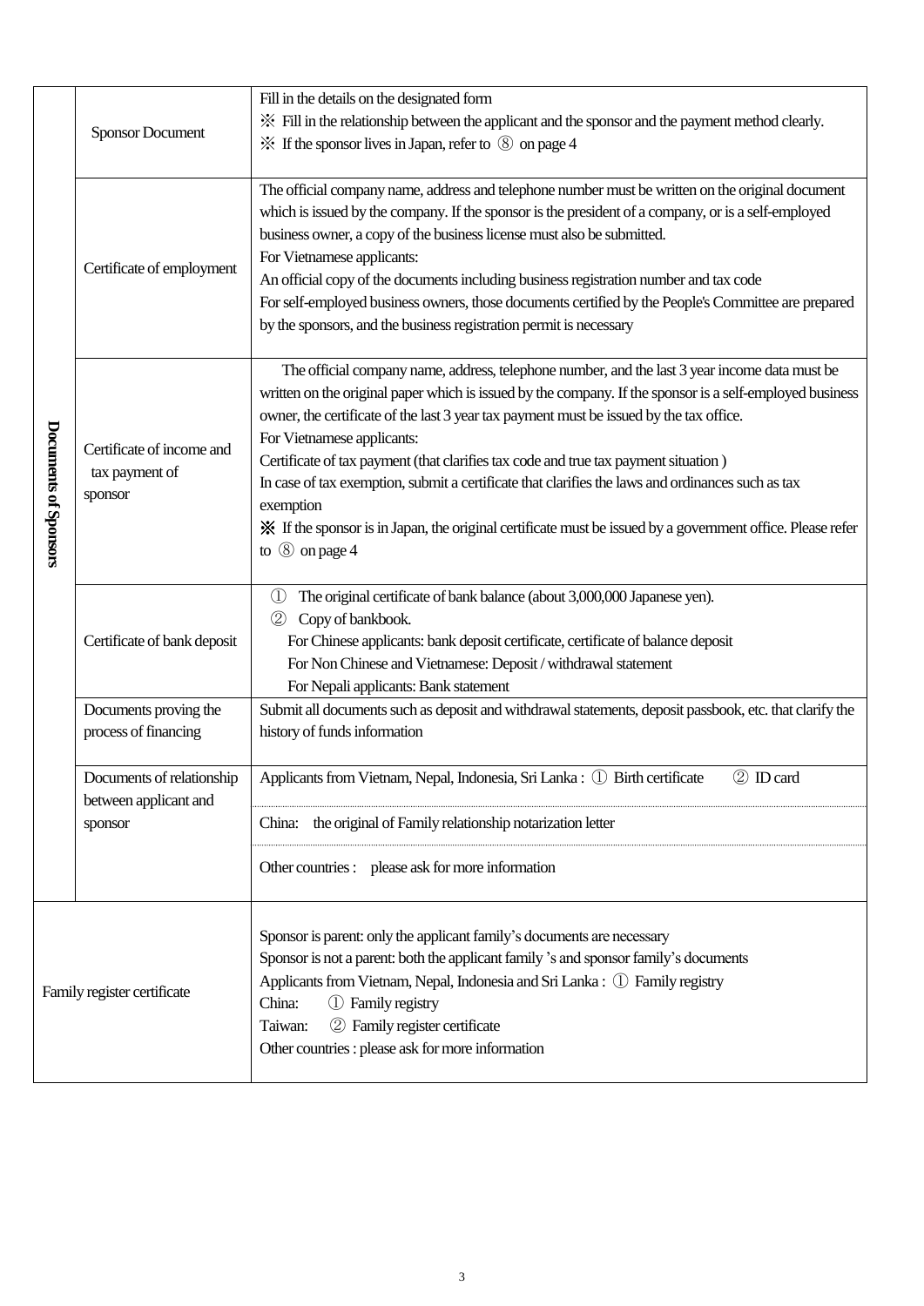| | | |
|---|---|---|
| Documents of Sponsors | Sponsor Document | Fill in the details on the designated form<br>※ Fill in the relationship between the applicant and the sponsor and the payment method clearly.<br>※ If the sponsor lives in Japan, refer to ⑧ on page 4 |
| | Certificate of employment | The official company name, address and telephone number must be written on the original document which is issued by the company. If the sponsor is the president of a company, or is a self-employed business owner, a copy of the business license must also be submitted.<br>For Vietnamese applicants:<br>An official copy of the documents including business registration number and tax code<br>For self-employed business owners, those documents certified by the People's Committee are prepared by the sponsors, and the business registration permit is necessary |
| | Certificate of income and tax payment of sponsor | The official company name, address, telephone number, and the last 3 year income data must be written on the original paper which is issued by the company. If the sponsor is a self-employed business owner, the certificate of the last 3 year tax payment must be issued by the tax office.<br>For Vietnamese applicants:<br>Certificate of tax payment (that clarifies tax code and true tax payment situation )<br>In case of tax exemption, submit a certificate that clarifies the laws and ordinances such as tax exemption<br>※ If the sponsor is in Japan, the original certificate must be issued by a government office. Please refer to ⑧ on page 4 |
| | Certificate of bank deposit | ① The original certificate of bank balance (about 3,000,000 Japanese yen).<br>② Copy of bankbook.<br>For Chinese applicants: bank deposit certificate, certificate of balance deposit<br>For Non Chinese and Vietnamese: Deposit / withdrawal statement<br>For Nepali applicants: Bank statement |
| | Documents proving the process of financing | Submit all documents such as deposit and withdrawal statements, deposit passbook, etc. that clarify the history of funds information |
| | Documents of relationship between applicant and sponsor | Applicants from Vietnam, Nepal, Indonesia, Sri Lanka : ① Birth certificate ② ID card<br>China: the original of Family relationship notarization letter<br>Other countries : please ask for more information |
| Family register certificate | | Sponsor is parent: only the applicant family's documents are necessary<br>Sponsor is not a parent: both the applicant family 's and sponsor family's documents<br>Applicants from Vietnam, Nepal, Indonesia and Sri Lanka : ① Family registry<br>China: ① Family registry<br>Taiwan: ② Family register certificate<br>Other countries : please ask for more information |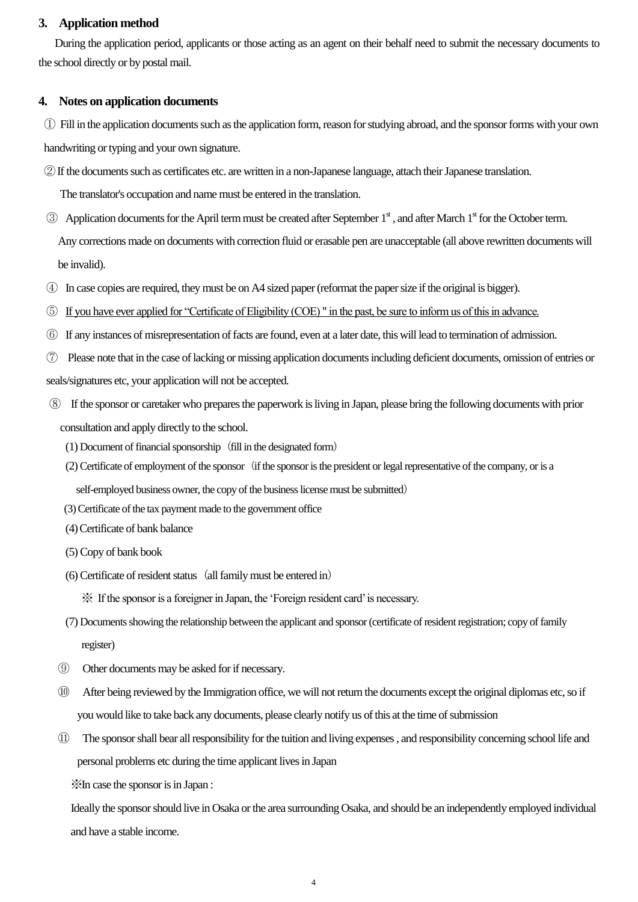## 3. Application method

During the application period, applicants or those acting as an agent on their behalf need to submit the necessary documents to the school directly or by postal mail.

## 4. Notes on application documents

① Fill in the application documents such as the application form, reason for studying abroad, and the sponsor forms with your own handwriting or typing and your own signature.

② If the documents such as certificates etc. are written in a non-Japanese language, attach their Japanese translation. The translator's occupation and name must be entered in the translation.

③ Application documents for the April term must be created after September 1st , and after March 1st for the October term. Any corrections made on documents with correction fluid or erasable pen are unacceptable (all above rewritten documents will be invalid).

④ In case copies are required, they must be on A4 sized paper (reformat the paper size if the original is bigger).

⑤ If you have ever applied for "Certificate of Eligibility (COE) " in the past, be sure to inform us of this in advance.

⑥ If any instances of misrepresentation of facts are found, even at a later date, this will lead to termination of admission.

⑦ Please note that in the case of lacking or missing application documents including deficient documents, omission of entries or seals/signatures etc, your application will not be accepted.

⑧ If the sponsor or caretaker who prepares the paperwork is living in Japan, please bring the following documents with prior consultation and apply directly to the school.

(1) Document of financial sponsorship（fill in the designated form）

(2) Certificate of employment of the sponsor（if the sponsor is the president or legal representative of the company, or is a self-employed business owner, the copy of the business license must be submitted）

(3) Certificate of the tax payment made to the government office

(4) Certificate of bank balance

(5) Copy of bank book

(6) Certificate of resident status（all family must be entered in）

※ If the sponsor is a foreigner in Japan, the 'Foreign resident card' is necessary.

(7) Documents showing the relationship between the applicant and sponsor (certificate of resident registration; copy of family register)

⑨ Other documents may be asked for if necessary.

⑩ After being reviewed by the Immigration office, we will not return the documents except the original diplomas etc, so if you would like to take back any documents, please clearly notify us of this at the time of submission

⑪ The sponsor shall bear all responsibility for the tuition and living expenses , and responsibility concerning school life and personal problems etc during the time applicant lives in Japan

※In case the sponsor is in Japan :

Ideally the sponsor should live in Osaka or the area surrounding Osaka, and should be an independently employed individual and have a stable income.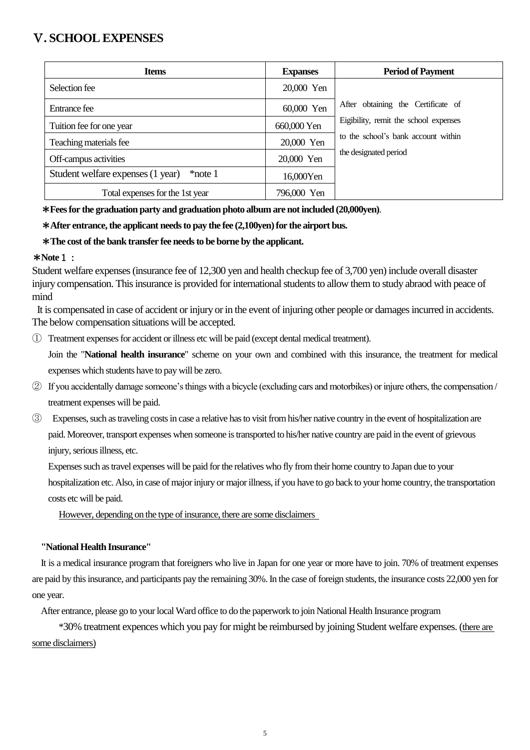## Ⅴ. SCHOOL EXPENSES

| Items | Expanses | Period of Payment |
|---|---|---|
| Selection fee | 20,000 Yen | After obtaining the Certificate of Eigibility, remit the school expenses to the school's bank account within the designated period |
| Entrance fee | 60,000 Yen | |
| Tuition fee for one year | 660,000 Yen | |
| Teaching materials fee | 20,000 Yen | |
| Off-campus activities | 20,000 Yen | |
| Student welfare expenses (1 year) *note 1 | 16,000Yen | |
| Total expenses for the 1st year | 796,000 Yen | |

**＊Fees for the graduation party and graduation photo album are not included (20,000yen)**.

**＊After entrance, the applicant needs to pay the fee (2,100yen) for the airport bus.**

**＊The cost of the bank transfer fee needs to be borne by the applicant.**

**＊Note１：**

Student welfare expenses (insurance fee of 12,300 yen and health checkup fee of 3,700 yen) include overall disaster injury compensation. This insurance is provided for international students to allow them to study abraod with peace of mind

It is compensated in case of accident or injury or in the event of injuring other people or damages incurred in accidents. The below compensation situations will be accepted.

① Treatment expenses for accident or illness etc will be paid (except dental medical treatment).
Join the "**National health insurance**" scheme on your own and combined with this insurance, the treatment for medical expenses which students have to pay will be zero.

② If you accidentally damage someone's things with a bicycle (excluding cars and motorbikes) or injure others, the compensation / treatment expenses will be paid.

③ Expenses, such as traveling costs in case a relative has to visit from his/her native country in the event of hospitalization are paid. Moreover, transport expenses when someone is transported to his/her native country are paid in the event of grievous injury, serious illness, etc.
Expenses such as travel expenses will be paid for the relatives who fly from their home country to Japan due to your hospitalization etc. Also, in case of major injury or major illness, if you have to go back to your home country, the transportation costs etc will be paid.
However, depending on the type of insurance, there are some disclaimers

**"National Health Insurance"**

It is a medical insurance program that foreigners who live in Japan for one year or more have to join. 70% of treatment expenses are paid by this insurance, and participants pay the remaining 30%. In the case of foreign students, the insurance costs 22,000 yen for one year.

After entrance, please go to your local Ward office to do the paperwork to join National Health Insurance program

*30% treatment expences which you pay for might be reimbursed by joining Student welfare expenses. (there are some disclaimers)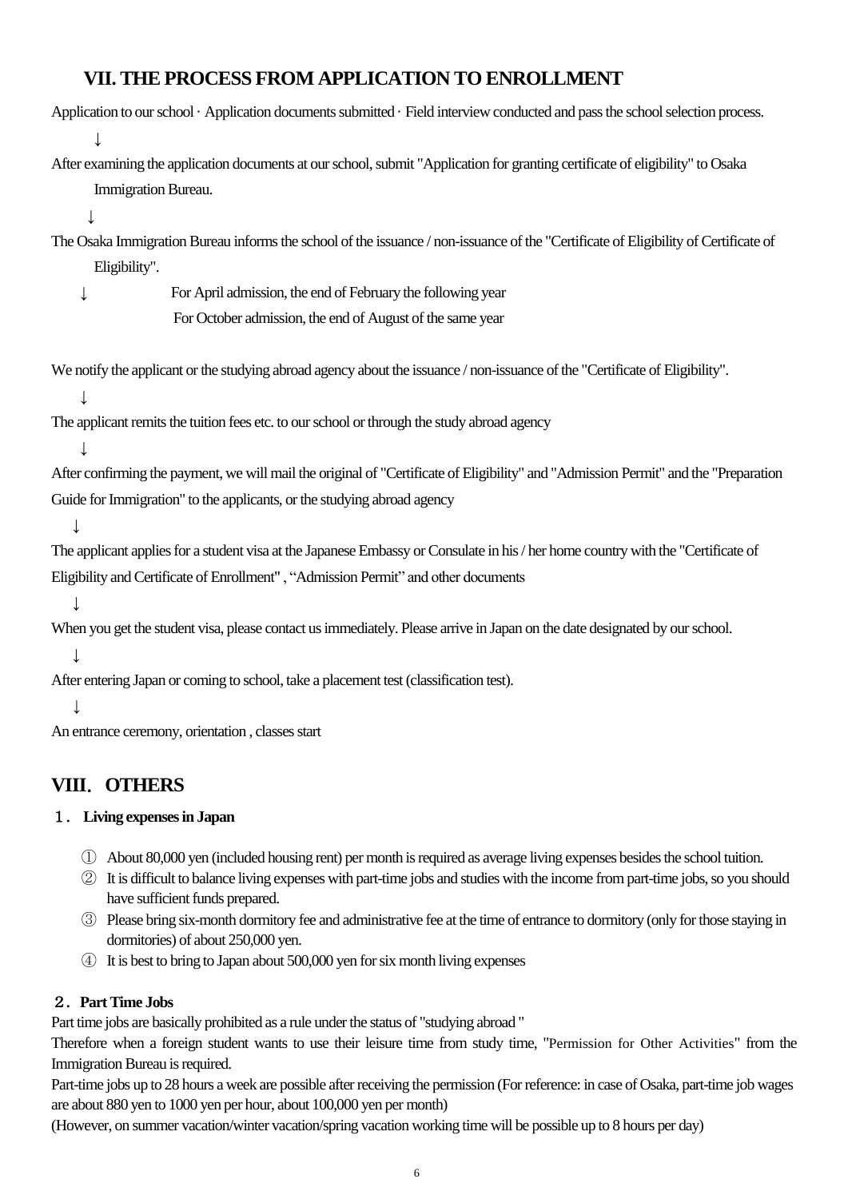## VII. THE PROCESS FROM APPLICATION TO ENROLLMENT

Application to our school · Application documents submitted · Field interview conducted and pass the school selection process.

↓

After examining the application documents at our school, submit "Application for granting certificate of eligibility" to Osaka Immigration Bureau.

↓

The Osaka Immigration Bureau informs the school of the issuance / non-issuance of the "Certificate of Eligibility of Certificate of Eligibility".

↓ For April admission, the end of February the following year
For October admission, the end of August of the same year

We notify the applicant or the studying abroad agency about the issuance / non-issuance of the "Certificate of Eligibility".

↓

The applicant remits the tuition fees etc. to our school or through the study abroad agency

↓

After confirming the payment, we will mail the original of "Certificate of Eligibility" and "Admission Permit" and the "Preparation Guide for Immigration" to the applicants, or the studying abroad agency

↓

The applicant applies for a student visa at the Japanese Embassy or Consulate in his / her home country with the "Certificate of Eligibility and Certificate of Enrollment" , "Admission Permit" and other documents

↓

When you get the student visa, please contact us immediately. Please arrive in Japan on the date designated by our school.

↓

After entering Japan or coming to school, take a placement test (classification test).

↓

An entrance ceremony, orientation , classes start

## VIII. OTHERS

### １. Living expenses in Japan

① About 80,000 yen (included housing rent) per month is required as average living expenses besides the school tuition.

② It is difficult to balance living expenses with part-time jobs and studies with the income from part-time jobs, so you should have sufficient funds prepared.

③ Please bring six-month dormitory fee and administrative fee at the time of entrance to dormitory (only for those staying in dormitories) of about 250,000 yen.

④ It is best to bring to Japan about 500,000 yen for six month living expenses

### ２. Part Time Jobs

Part time jobs are basically prohibited as a rule under the status of "studying abroad "

Therefore when a foreign student wants to use their leisure time from study time, "Permission for Other Activities" from the Immigration Bureau is required.

Part-time jobs up to 28 hours a week are possible after receiving the permission (For reference: in case of Osaka, part-time job wages are about 880 yen to 1000 yen per hour, about 100,000 yen per month)

(However, on summer vacation/winter vacation/spring vacation working time will be possible up to 8 hours per day)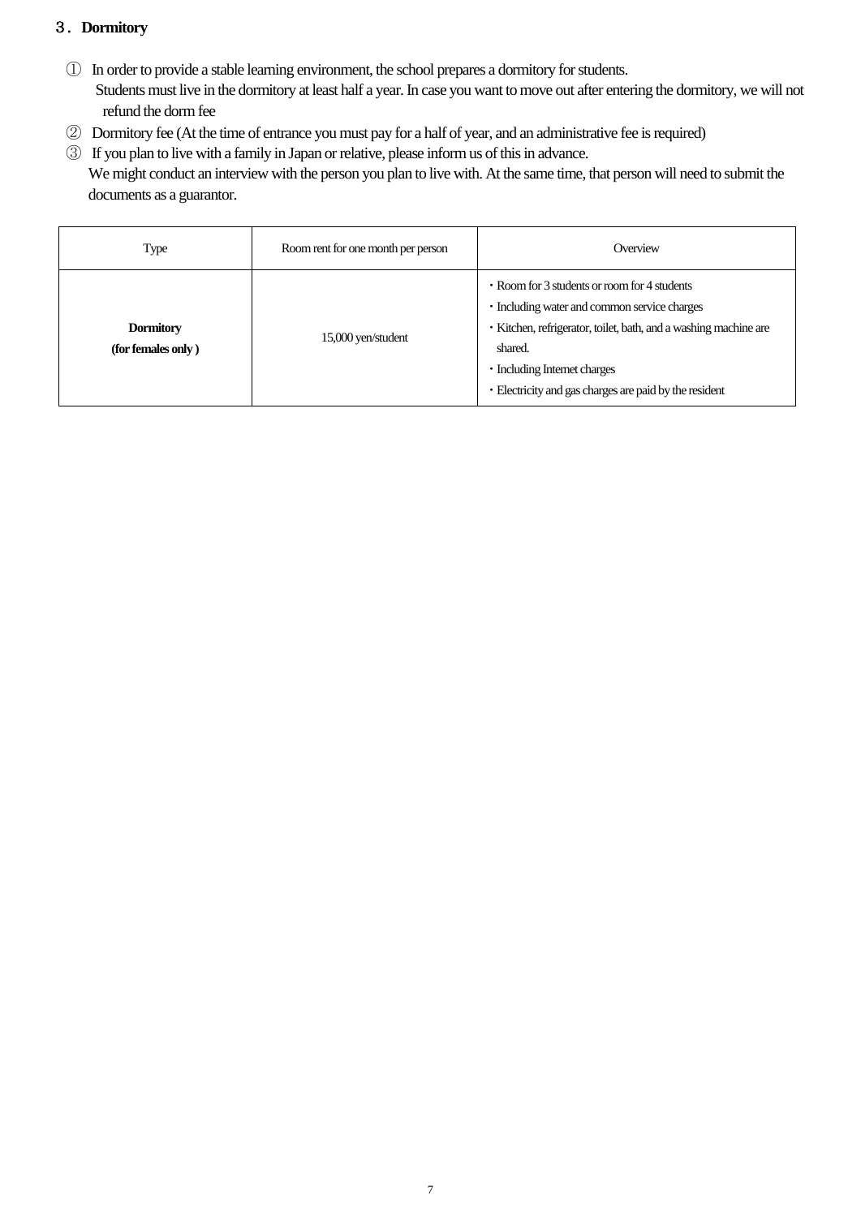### ３．Dormitory

① In order to provide a stable learning environment, the school prepares a dormitory for students.
Students must live in the dormitory at least half a year. In case you want to move out after entering the dormitory, we will not refund the dorm fee

② Dormitory fee (At the time of entrance you must pay for a half of year, and an administrative fee is required)

③ If you plan to live with a family in Japan or relative, please inform us of this in advance.
We might conduct an interview with the person you plan to live with. At the same time, that person will need to submit the documents as a guarantor.

| Type | Room rent for one month per person | Overview |
|---|---|---|
| **Dormitory (for females only )** | 15,000 yen/student | ・Room for 3 students or room for 4 students<br>・Including water and common service charges<br>・Kitchen, refrigerator, toilet, bath, and a washing machine are shared.<br>・Including Internet charges<br>・Electricity and gas charges are paid by the resident |